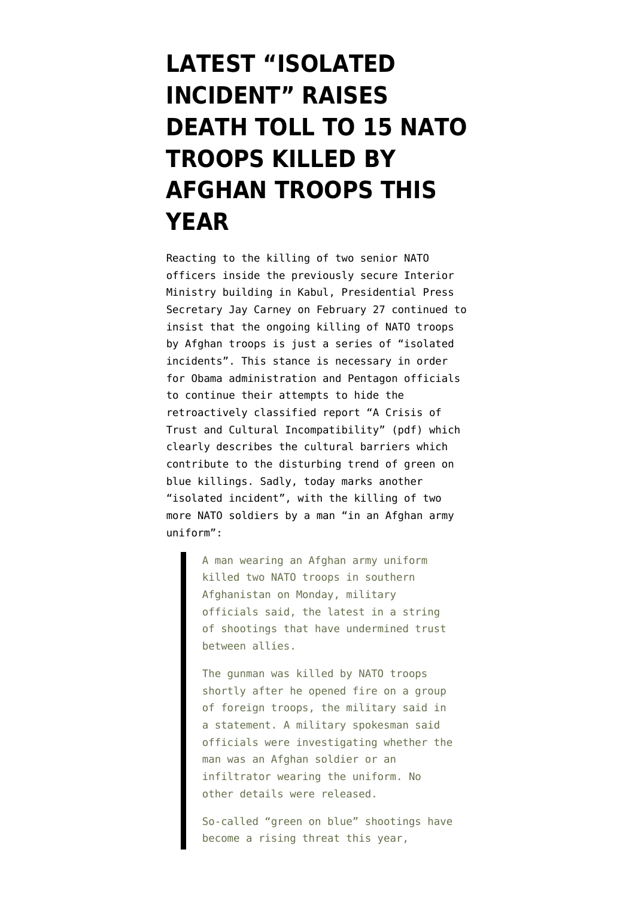# LATEST "ISOLATED INCIDENT" RAISES DEATH TOLL TO 15 NATO TROOPS KILLED BY AFGHAN TROOPS THIS YEAR

Reacting to the killing of two senior NATO officers inside the previously secure Interior Ministry building in Kabul, Presidential Press Secretary Jay Carney on February 27 continued to insist that the ongoing killing of NATO troops by Afghan troops is just a series of "isolated incidents". This stance is necessary in order for Obama administration and Pentagon officials to continue their attempts to hide the retroactively classified report "A Crisis of Trust and Cultural Incompatibility" (pdf) which clearly describes the cultural barriers which contribute to the disturbing trend of green on blue killings. Sadly, today marks another "isolated incident", with the killing of two more NATO soldiers by a man "in an Afghan army uniform":

> A man wearing an Afghan army uniform killed two NATO troops in southern Afghanistan on Monday, military officials said, the latest in a string of shootings that have undermined trust between allies.
>
> The gunman was killed by NATO troops shortly after he opened fire on a group of foreign troops, the military said in a statement. A military spokesman said officials were investigating whether the man was an Afghan soldier or an infiltrator wearing the uniform. No other details were released.
>
> So-called "green on blue" shootings have become a rising threat this year,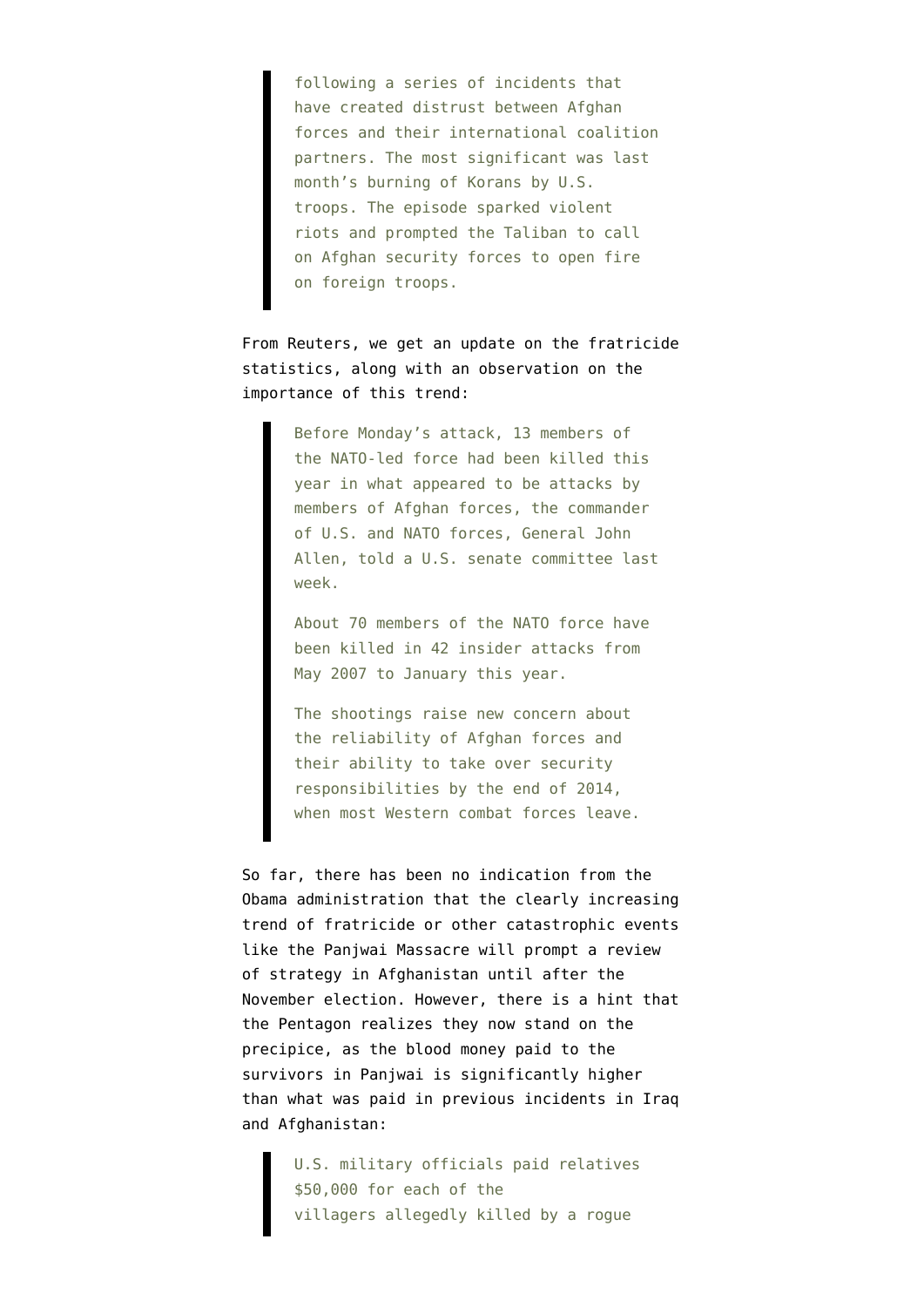> following a series of incidents that have created distrust between Afghan forces and their international coalition partners. The most significant was last month's burning of Korans by U.S. troops. The episode sparked violent riots and prompted the Taliban to call on Afghan security forces to open fire on foreign troops.

From Reuters, we get an update on the fratricide statistics, along with an observation on the importance of this trend:

> Before Monday's attack, 13 members of the NATO-led force had been killed this year in what appeared to be attacks by members of Afghan forces, the commander of U.S. and NATO forces, General John Allen, told a U.S. senate committee last week.
>
> About 70 members of the NATO force have been killed in 42 insider attacks from May 2007 to January this year.
>
> The shootings raise new concern about the reliability of Afghan forces and their ability to take over security responsibilities by the end of 2014, when most Western combat forces leave.

So far, there has been no indication from the Obama administration that the clearly increasing trend of fratricide or other catastrophic events like the Panjwai Massacre will prompt a review of strategy in Afghanistan until after the November election. However, there is a hint that the Pentagon realizes they now stand on the precipice, as the blood money paid to the survivors in Panjwai is significantly higher than what was paid in previous incidents in Iraq and Afghanistan:

> U.S. military officials paid relatives $50,000 for each of the villagers allegedly killed by a rogue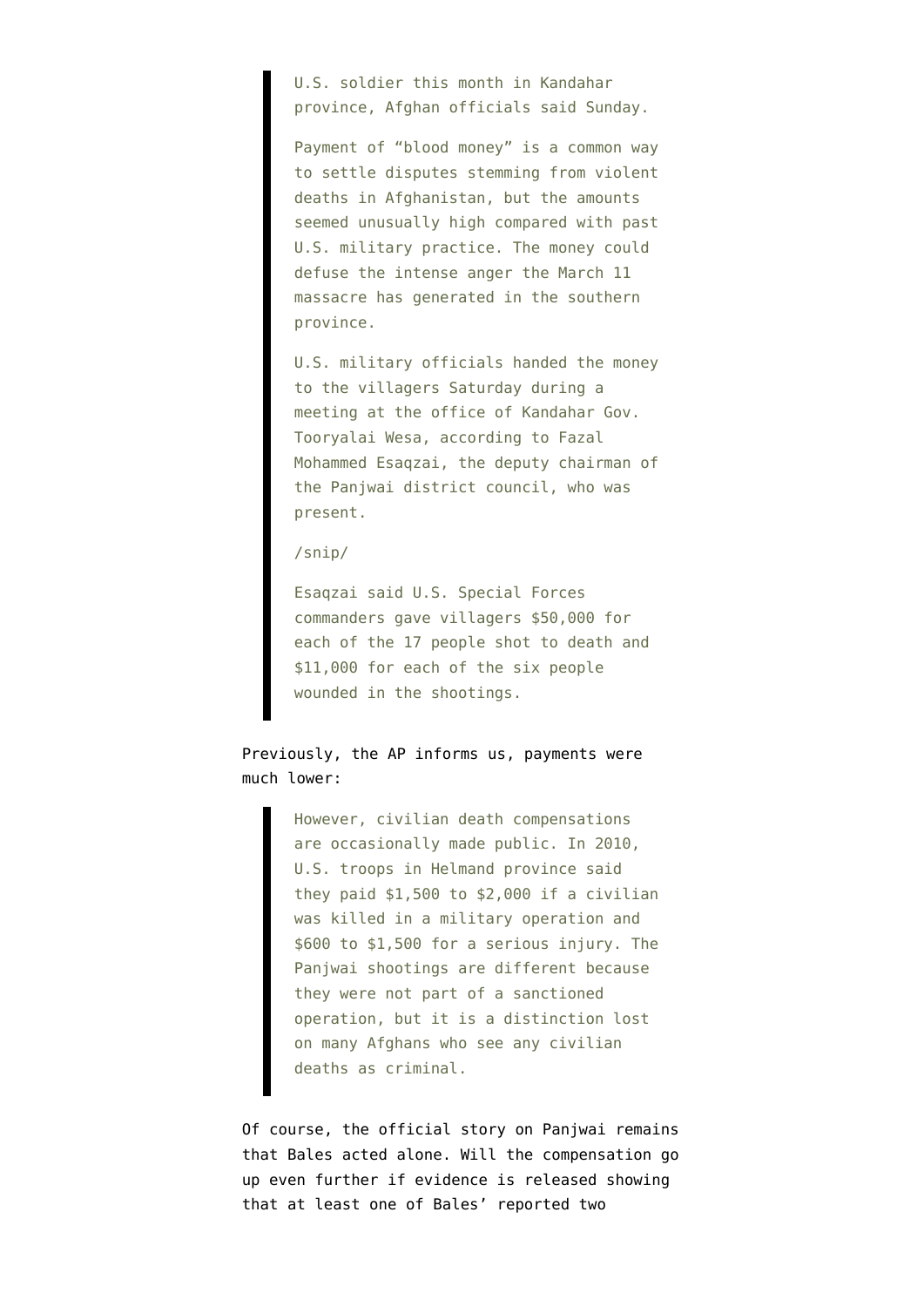> U.S. soldier this month in Kandahar province, Afghan officials said Sunday.
>
> Payment of "blood money" is a common way to settle disputes stemming from violent deaths in Afghanistan, but the amounts seemed unusually high compared with past U.S. military practice. The money could defuse the intense anger the March 11 massacre has generated in the southern province.
>
> U.S. military officials handed the money to the villagers Saturday during a meeting at the office of Kandahar Gov. Tooryalai Wesa, according to Fazal Mohammed Esaqzai, the deputy chairman of the Panjwai district council, who was present.
>
> /snip/
>
> Esaqzai said U.S. Special Forces commanders gave villagers $50,000 for each of the 17 people shot to death and $11,000 for each of the six people wounded in the shootings.

Previously, the AP informs us, payments were much lower:

> However, civilian death compensations are occasionally made public. In 2010, U.S. troops in Helmand province said they paid $1,500 to $2,000 if a civilian was killed in a military operation and $600 to $1,500 for a serious injury. The Panjwai shootings are different because they were not part of a sanctioned operation, but it is a distinction lost on many Afghans who see any civilian deaths as criminal.

Of course, the official story on Panjwai remains that Bales acted alone. Will the compensation go up even further if evidence is released showing that at least one of Bales' reported two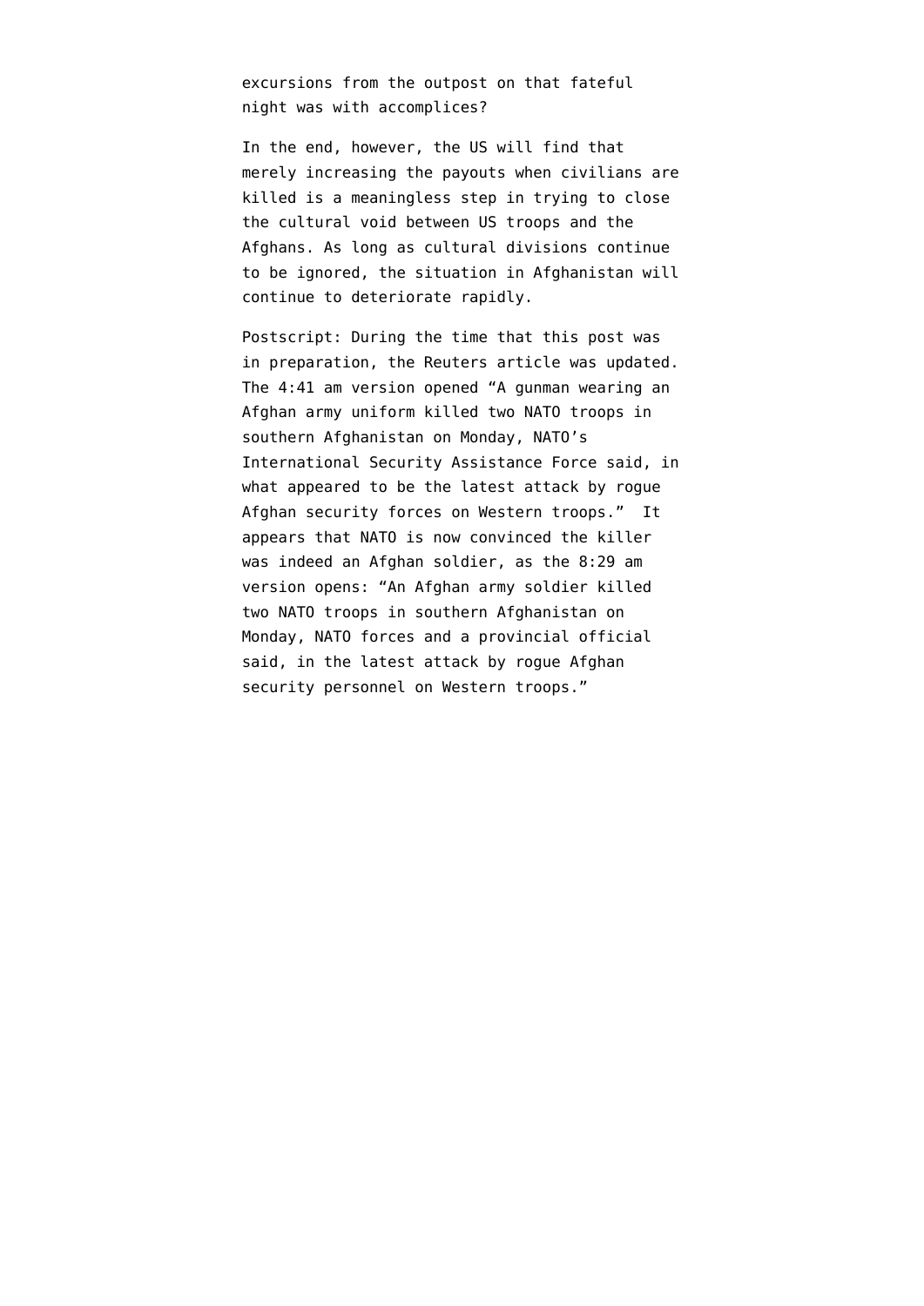excursions from the outpost on that fateful night was with accomplices?

In the end, however, the US will find that merely increasing the payouts when civilians are killed is a meaningless step in trying to close the cultural void between US troops and the Afghans. As long as cultural divisions continue to be ignored, the situation in Afghanistan will continue to deteriorate rapidly.

Postscript: During the time that this post was in preparation, the Reuters article was updated. The 4:41 am version opened "A gunman wearing an Afghan army uniform killed two NATO troops in southern Afghanistan on Monday, NATO's International Security Assistance Force said, in what appeared to be the latest attack by rogue Afghan security forces on Western troops." It appears that NATO is now convinced the killer was indeed an Afghan soldier, as the 8:29 am version opens: "An Afghan army soldier killed two NATO troops in southern Afghanistan on Monday, NATO forces and a provincial official said, in the latest attack by rogue Afghan security personnel on Western troops."